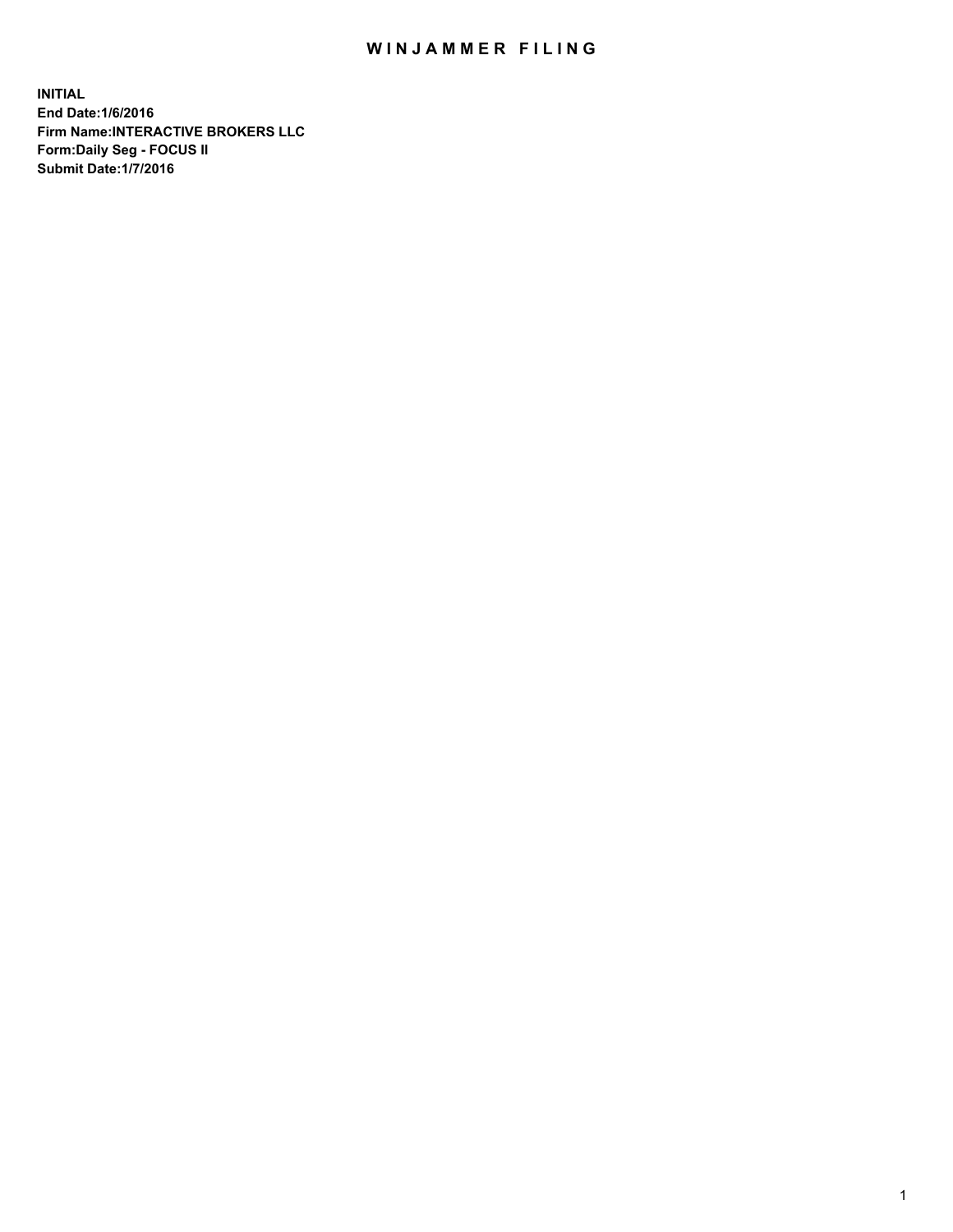# WINJAMMER FILING

**INITIAL**
**End Date:1/6/2016**
**Firm Name:INTERACTIVE BROKERS LLC**
**Form:Daily Seg - FOCUS II**
**Submit Date:1/7/2016**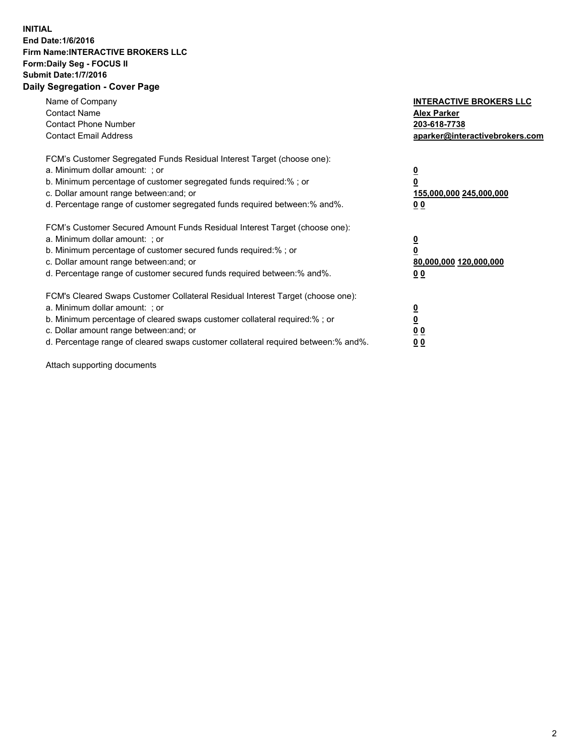**INITIAL**
**End Date:1/6/2016**
**Firm Name:INTERACTIVE BROKERS LLC**
**Form:Daily Seg - FOCUS II**
**Submit Date:1/7/2016**

## Daily Segregation - Cover Page

| | |
|---|---|
| Name of Company | **INTERACTIVE BROKERS LLC** |
| Contact Name | **Alex Parker** |
| Contact Phone Number | **203-618-7738** |
| Contact Email Address | **aparker@interactivebrokers.com** |

FCM's Customer Segregated Funds Residual Interest Target (choose one):

| | |
|---|---|
| a. Minimum dollar amount: ; or | **0** |
| b. Minimum percentage of customer segregated funds required:% ; or | **0** |
| c. Dollar amount range between:and; or | **155,000,000 245,000,000** |
| d. Percentage range of customer segregated funds required between:% and%. | **0 0** |

FCM's Customer Secured Amount Funds Residual Interest Target (choose one):

| | |
|---|---|
| a. Minimum dollar amount: ; or | **0** |
| b. Minimum percentage of customer secured funds required:% ; or | **0** |
| c. Dollar amount range between:and; or | **80,000,000 120,000,000** |
| d. Percentage range of customer secured funds required between:% and%. | **0 0** |

FCM's Cleared Swaps Customer Collateral Residual Interest Target (choose one):

| | |
|---|---|
| a. Minimum dollar amount: ; or | **0** |
| b. Minimum percentage of cleared swaps customer collateral required:% ; or | **0** |
| c. Dollar amount range between:and; or | **0 0** |
| d. Percentage range of cleared swaps customer collateral required between:% and%. | **0 0** |

Attach supporting documents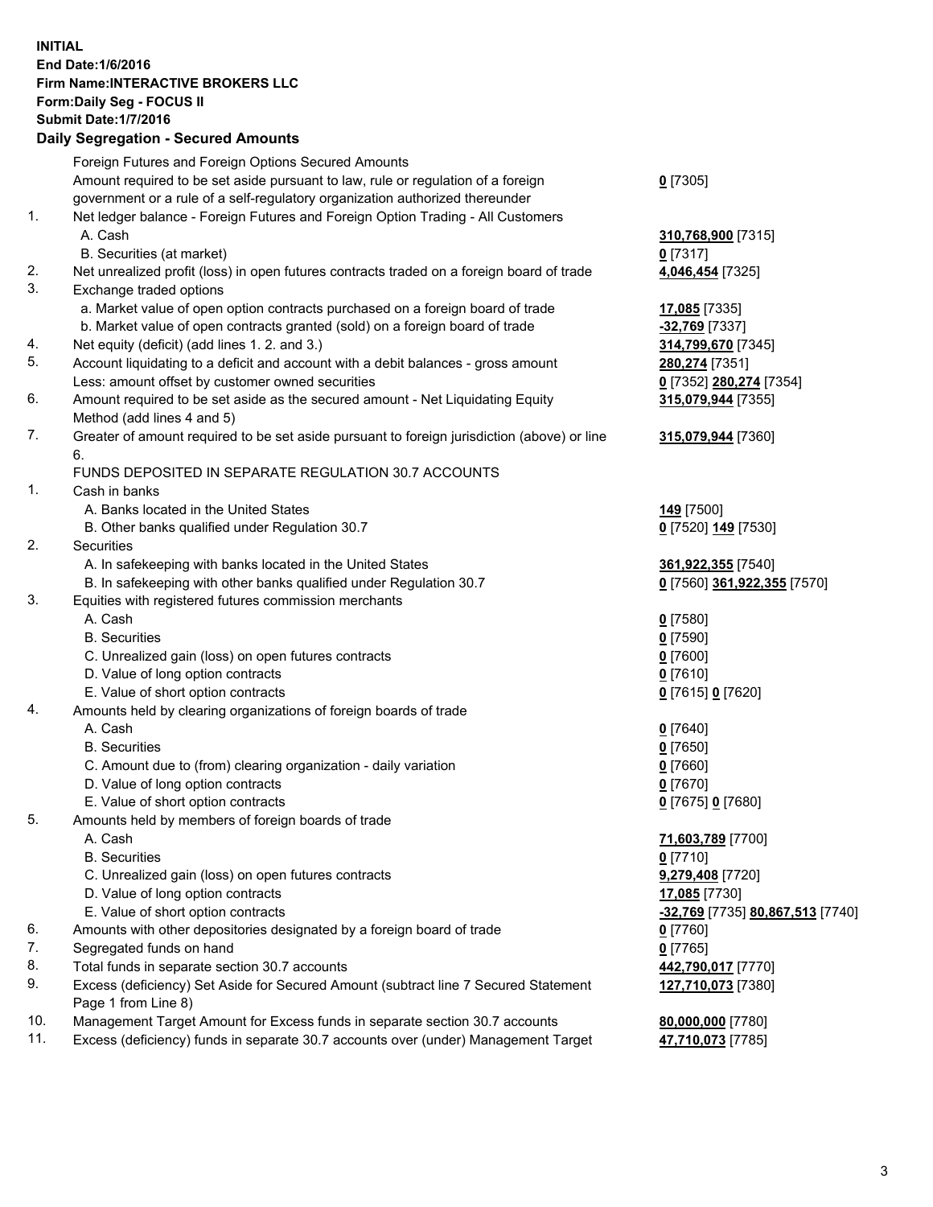**INITIAL**
**End Date:1/6/2016**
**Firm Name:INTERACTIVE BROKERS LLC**
**Form:Daily Seg - FOCUS II**
**Submit Date:1/7/2016**

## Daily Segregation - Secured Amounts

| | | |
|---|---|---|
| | Foreign Futures and Foreign Options Secured Amounts | |
| | Amount required to be set aside pursuant to law, rule or regulation of a foreign government or a rule of a self-regulatory organization authorized thereunder | **0** [7305] |
| 1. | Net ledger balance - Foreign Futures and Foreign Option Trading - All Customers | |
| | A. Cash | **310,768,900** [7315] |
| | B. Securities (at market) | **0** [7317] |
| 2. | Net unrealized profit (loss) in open futures contracts traded on a foreign board of trade | **4,046,454** [7325] |
| 3. | Exchange traded options | |
| | a. Market value of open option contracts purchased on a foreign board of trade | **17,085** [7335] |
| | b. Market value of open contracts granted (sold) on a foreign board of trade | **-32,769** [7337] |
| 4. | Net equity (deficit) (add lines 1. 2. and 3.) | **314,799,670** [7345] |
| 5. | Account liquidating to a deficit and account with a debit balances - gross amount | **280,274** [7351] |
| | Less: amount offset by customer owned securities | **0** [7352] **280,274** [7354] |
| 6. | Amount required to be set aside as the secured amount - Net Liquidating Equity Method (add lines 4 and 5) | **315,079,944** [7355] |
| 7. | Greater of amount required to be set aside pursuant to foreign jurisdiction (above) or line 6. | **315,079,944** [7360] |
| | FUNDS DEPOSITED IN SEPARATE REGULATION 30.7 ACCOUNTS | |
| 1. | Cash in banks | |
| | A. Banks located in the United States | **149** [7500] |
| | B. Other banks qualified under Regulation 30.7 | **0** [7520] **149** [7530] |
| 2. | Securities | |
| | A. In safekeeping with banks located in the United States | **361,922,355** [7540] |
| | B. In safekeeping with other banks qualified under Regulation 30.7 | **0** [7560] **361,922,355** [7570] |
| 3. | Equities with registered futures commission merchants | |
| | A. Cash | **0** [7580] |
| | B. Securities | **0** [7590] |
| | C. Unrealized gain (loss) on open futures contracts | **0** [7600] |
| | D. Value of long option contracts | **0** [7610] |
| | E. Value of short option contracts | **0** [7615] **0** [7620] |
| 4. | Amounts held by clearing organizations of foreign boards of trade | |
| | A. Cash | **0** [7640] |
| | B. Securities | **0** [7650] |
| | C. Amount due to (from) clearing organization - daily variation | **0** [7660] |
| | D. Value of long option contracts | **0** [7670] |
| | E. Value of short option contracts | **0** [7675] **0** [7680] |
| 5. | Amounts held by members of foreign boards of trade | |
| | A. Cash | **71,603,789** [7700] |
| | B. Securities | **0** [7710] |
| | C. Unrealized gain (loss) on open futures contracts | **9,279,408** [7720] |
| | D. Value of long option contracts | **17,085** [7730] |
| | E. Value of short option contracts | **-32,769** [7735] **80,867,513** [7740] |
| 6. | Amounts with other depositories designated by a foreign board of trade | **0** [7760] |
| 7. | Segregated funds on hand | **0** [7765] |
| 8. | Total funds in separate section 30.7 accounts | **442,790,017** [7770] |
| 9. | Excess (deficiency) Set Aside for Secured Amount (subtract line 7 Secured Statement Page 1 from Line 8) | **127,710,073** [7380] |
| 10. | Management Target Amount for Excess funds in separate section 30.7 accounts | **80,000,000** [7780] |
| 11. | Excess (deficiency) funds in separate 30.7 accounts over (under) Management Target | **47,710,073** [7785] |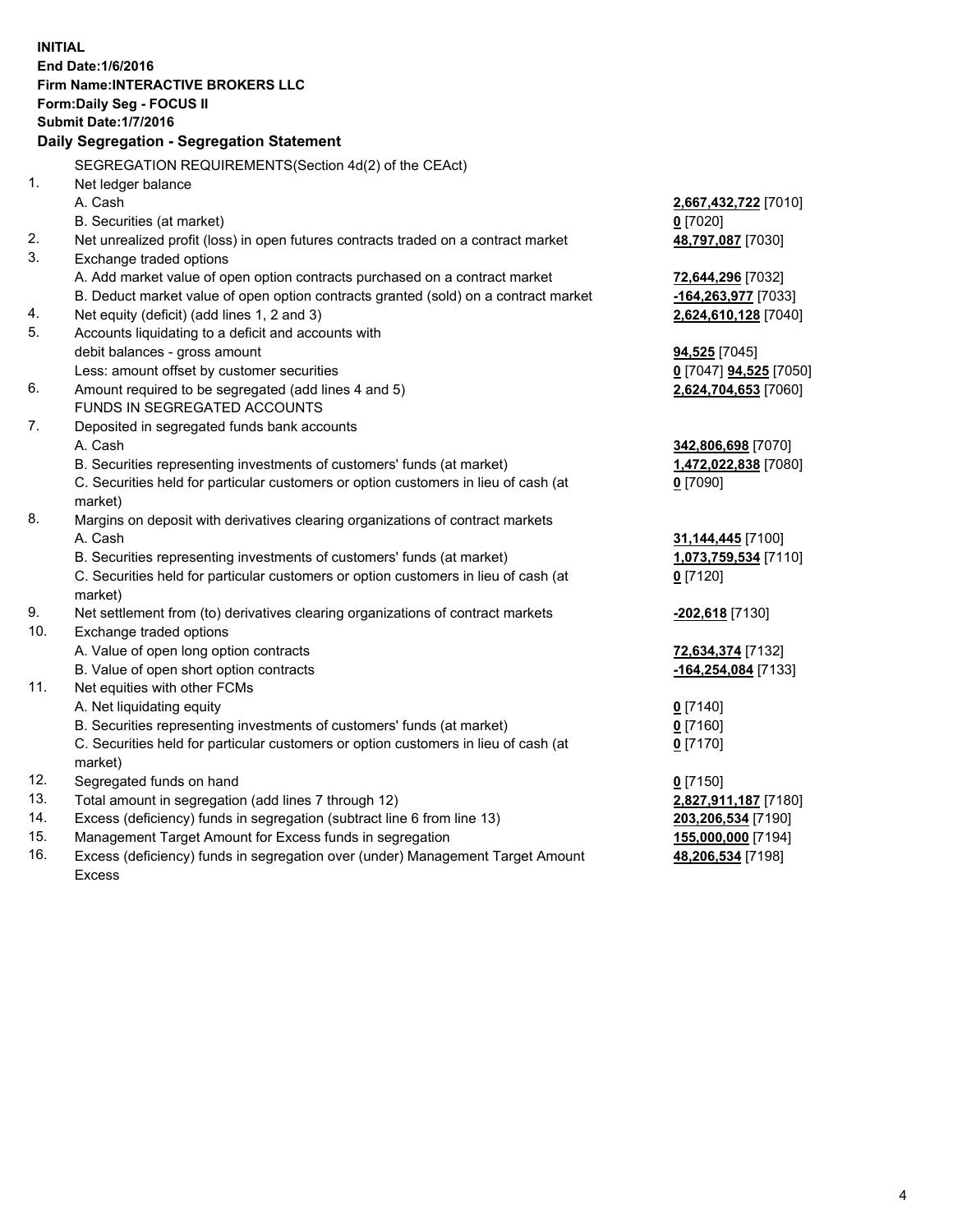**INITIAL**
**End Date:1/6/2016**
**Firm Name:INTERACTIVE BROKERS LLC**
**Form:Daily Seg - FOCUS II**
**Submit Date:1/7/2016**

## Daily Segregation - Segregation Statement

| | | |
|---|---|---|
| | SEGREGATION REQUIREMENTS(Section 4d(2) of the CEAct) | |
| 1. | Net ledger balance | |
| | A. Cash | **2,667,432,722** [7010] |
| | B. Securities (at market) | **0** [7020] |
| 2. | Net unrealized profit (loss) in open futures contracts traded on a contract market | **48,797,087** [7030] |
| 3. | Exchange traded options | |
| | A. Add market value of open option contracts purchased on a contract market | **72,644,296** [7032] |
| | B. Deduct market value of open option contracts granted (sold) on a contract market | **-164,263,977** [7033] |
| 4. | Net equity (deficit) (add lines 1, 2 and 3) | **2,624,610,128** [7040] |
| 5. | Accounts liquidating to a deficit and accounts with | |
| | debit balances - gross amount | **94,525** [7045] |
| | Less: amount offset by customer securities | **0** [7047] **94,525** [7050] |
| 6. | Amount required to be segregated (add lines 4 and 5) | **2,624,704,653** [7060] |
| | FUNDS IN SEGREGATED ACCOUNTS | |
| 7. | Deposited in segregated funds bank accounts | |
| | A. Cash | **342,806,698** [7070] |
| | B. Securities representing investments of customers' funds (at market) | **1,472,022,838** [7080] |
| | C. Securities held for particular customers or option customers in lieu of cash (at market) | **0** [7090] |
| 8. | Margins on deposit with derivatives clearing organizations of contract markets | |
| | A. Cash | **31,144,445** [7100] |
| | B. Securities representing investments of customers' funds (at market) | **1,073,759,534** [7110] |
| | C. Securities held for particular customers or option customers in lieu of cash (at market) | **0** [7120] |
| 9. | Net settlement from (to) derivatives clearing organizations of contract markets | **-202,618** [7130] |
| 10. | Exchange traded options | |
| | A. Value of open long option contracts | **72,634,374** [7132] |
| | B. Value of open short option contracts | **-164,254,084** [7133] |
| 11. | Net equities with other FCMs | |
| | A. Net liquidating equity | **0** [7140] |
| | B. Securities representing investments of customers' funds (at market) | **0** [7160] |
| | C. Securities held for particular customers or option customers in lieu of cash (at market) | **0** [7170] |
| 12. | Segregated funds on hand | **0** [7150] |
| 13. | Total amount in segregation (add lines 7 through 12) | **2,827,911,187** [7180] |
| 14. | Excess (deficiency) funds in segregation (subtract line 6 from line 13) | **203,206,534** [7190] |
| 15. | Management Target Amount for Excess funds in segregation | **155,000,000** [7194] |
| 16. | Excess (deficiency) funds in segregation over (under) Management Target Amount Excess | **48,206,534** [7198] |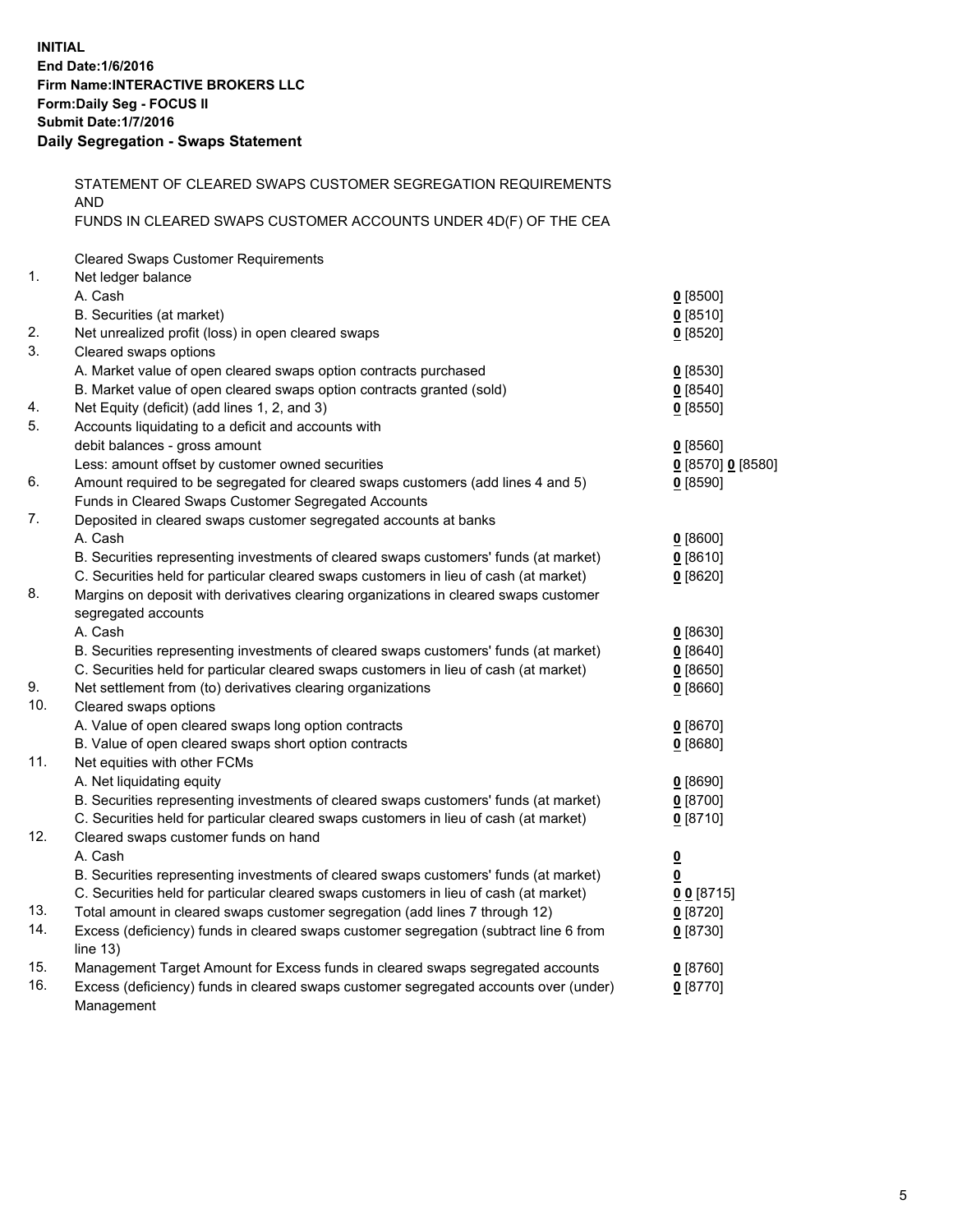**INITIAL**
**End Date:1/6/2016**
**Firm Name:INTERACTIVE BROKERS LLC**
**Form:Daily Seg - FOCUS II**
**Submit Date:1/7/2016**
**Daily Segregation - Swaps Statement**

STATEMENT OF CLEARED SWAPS CUSTOMER SEGREGATION REQUIREMENTS AND FUNDS IN CLEARED SWAPS CUSTOMER ACCOUNTS UNDER 4D(F) OF THE CEA

| | | |
|---|---|---|
| | Cleared Swaps Customer Requirements | |
| 1. | Net ledger balance | |
| | A. Cash | 0 [8500] |
| | B. Securities (at market) | 0 [8510] |
| 2. | Net unrealized profit (loss) in open cleared swaps | 0 [8520] |
| 3. | Cleared swaps options | |
| | A. Market value of open cleared swaps option contracts purchased | 0 [8530] |
| | B. Market value of open cleared swaps option contracts granted (sold) | 0 [8540] |
| 4. | Net Equity (deficit) (add lines 1, 2, and 3) | 0 [8550] |
| 5. | Accounts liquidating to a deficit and accounts with debit balances - gross amount | 0 [8560] |
| | Less: amount offset by customer owned securities | 0 [8570] 0 [8580] |
| 6. | Amount required to be segregated for cleared swaps customers (add lines 4 and 5) | 0 [8590] |
| | Funds in Cleared Swaps Customer Segregated Accounts | |
| 7. | Deposited in cleared swaps customer segregated accounts at banks | |
| | A. Cash | 0 [8600] |
| | B. Securities representing investments of cleared swaps customers' funds (at market) | 0 [8610] |
| | C. Securities held for particular cleared swaps customers in lieu of cash (at market) | 0 [8620] |
| 8. | Margins on deposit with derivatives clearing organizations in cleared swaps customer segregated accounts | |
| | A. Cash | 0 [8630] |
| | B. Securities representing investments of cleared swaps customers' funds (at market) | 0 [8640] |
| | C. Securities held for particular cleared swaps customers in lieu of cash (at market) | 0 [8650] |
| 9. | Net settlement from (to) derivatives clearing organizations | 0 [8660] |
| 10. | Cleared swaps options | |
| | A. Value of open cleared swaps long option contracts | 0 [8670] |
| | B. Value of open cleared swaps short option contracts | 0 [8680] |
| 11. | Net equities with other FCMs | |
| | A. Net liquidating equity | 0 [8690] |
| | B. Securities representing investments of cleared swaps customers' funds (at market) | 0 [8700] |
| | C. Securities held for particular cleared swaps customers in lieu of cash (at market) | 0 [8710] |
| 12. | Cleared swaps customer funds on hand | |
| | A. Cash | 0 |
| | B. Securities representing investments of cleared swaps customers' funds (at market) | 0 |
| | C. Securities held for particular cleared swaps customers in lieu of cash (at market) | 0 0 [8715] |
| 13. | Total amount in cleared swaps customer segregation (add lines 7 through 12) | 0 [8720] |
| 14. | Excess (deficiency) funds in cleared swaps customer segregation (subtract line 6 from line 13) | 0 [8730] |
| 15. | Management Target Amount for Excess funds in cleared swaps segregated accounts | 0 [8760] |
| 16. | Excess (deficiency) funds in cleared swaps customer segregated accounts over (under) Management | 0 [8770] |